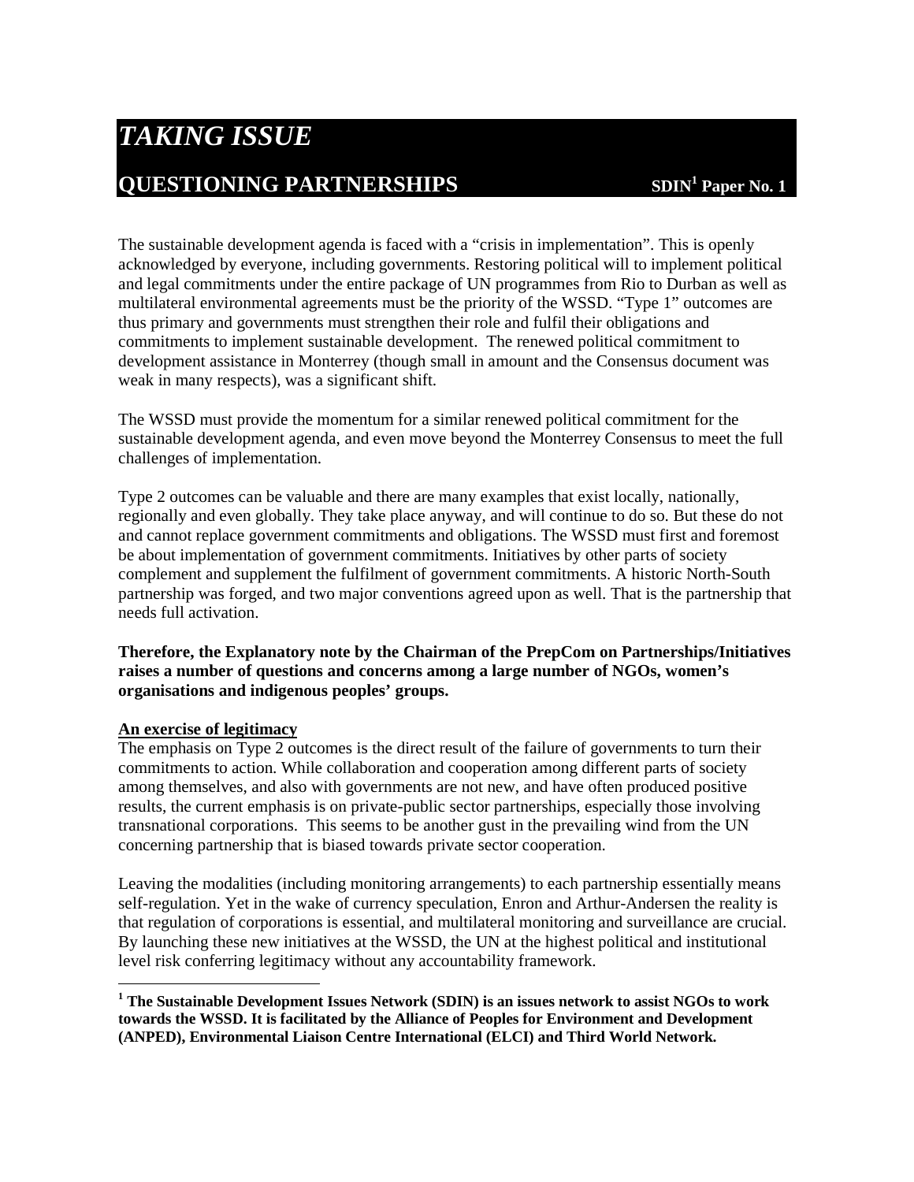# *TAKING ISSUE*

## QUESTIONING PARTNERSHIPS SDIN[1] Paper No. 1

The sustainable development agenda is faced with a "crisis in implementation". This is openly acknowledged by everyone, including governments. Restoring political will to implement political and legal commitments under the entire package of UN programmes from Rio to Durban as well as multilateral environmental agreements must be the priority of the WSSD. "Type 1" outcomes are thus primary and governments must strengthen their role and fulfil their obligations and commitments to implement sustainable development. The renewed political commitment to development assistance in Monterrey (though small in amount and the Consensus document was weak in many respects), was a significant shift.

The WSSD must provide the momentum for a similar renewed political commitment for the sustainable development agenda, and even move beyond the Monterrey Consensus to meet the full challenges of implementation.

Type 2 outcomes can be valuable and there are many examples that exist locally, nationally, regionally and even globally. They take place anyway, and will continue to do so. But these do not and cannot replace government commitments and obligations. The WSSD must first and foremost be about implementation of government commitments. Initiatives by other parts of society complement and supplement the fulfilment of government commitments. A historic North-South partnership was forged, and two major conventions agreed upon as well. That is the partnership that needs full activation.

**Therefore, the Explanatory note by the Chairman of the PrepCom on Partnerships/Initiatives raises a number of questions and concerns among a large number of NGOs, women's organisations and indigenous peoples' groups.**

**An exercise of legitimacy**

The emphasis on Type 2 outcomes is the direct result of the failure of governments to turn their commitments to action. While collaboration and cooperation among different parts of society among themselves, and also with governments are not new, and have often produced positive results, the current emphasis is on private-public sector partnerships, especially those involving transnational corporations. This seems to be another gust in the prevailing wind from the UN concerning partnership that is biased towards private sector cooperation.

Leaving the modalities (including monitoring arrangements) to each partnership essentially means self-regulation. Yet in the wake of currency speculation, Enron and Arthur-Andersen the reality is that regulation of corporations is essential, and multilateral monitoring and surveillance are crucial. By launching these new initiatives at the WSSD, the UN at the highest political and institutional level risk conferring legitimacy without any accountability framework.

---

**[1] The Sustainable Development Issues Network (SDIN) is an issues network to assist NGOs to work towards the WSSD. It is facilitated by the Alliance of Peoples for Environment and Development (ANPED), Environmental Liaison Centre International (ELCI) and Third World Network.**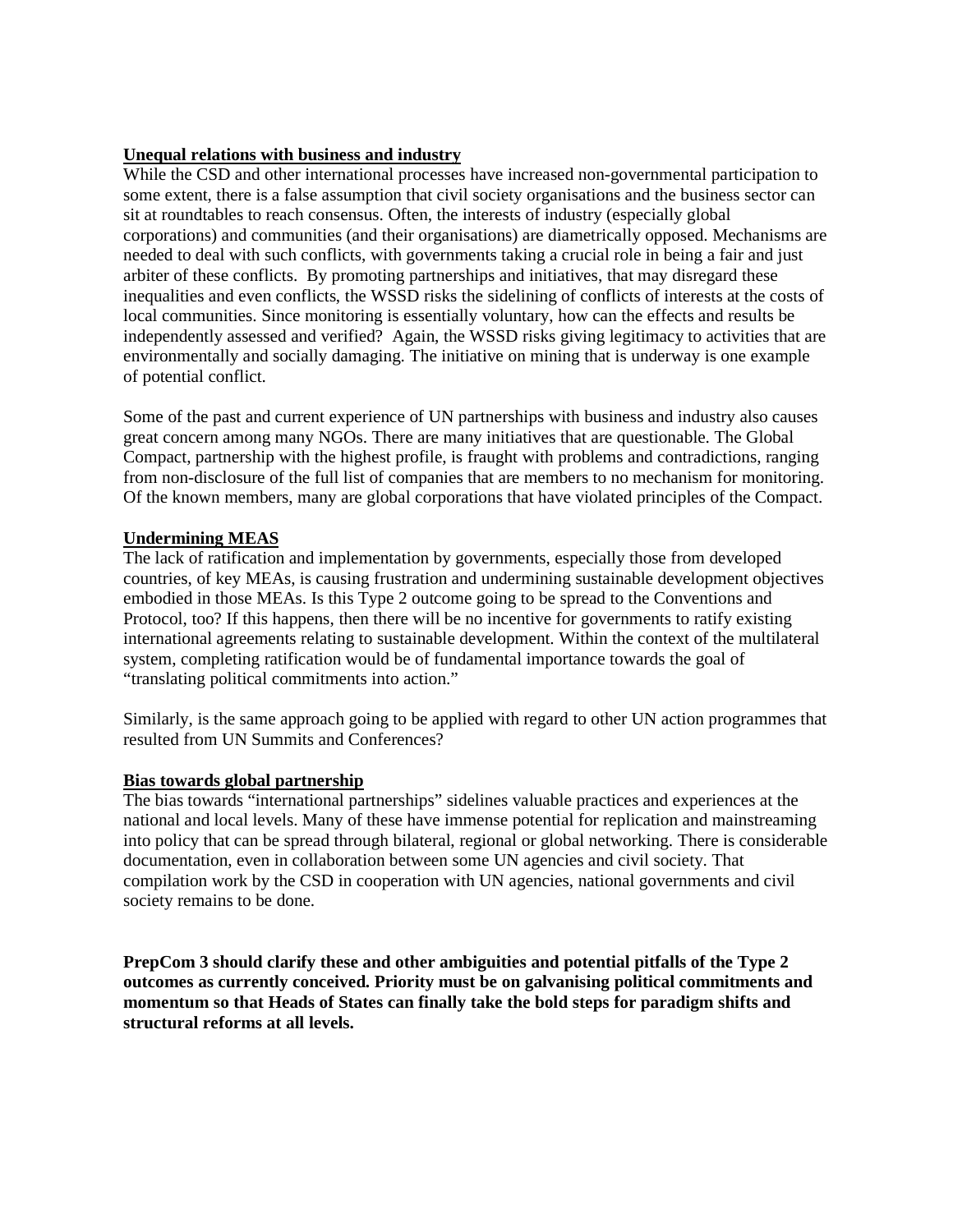**<u>Unequal relations with business and industry</u>**

While the CSD and other international processes have increased non-governmental participation to some extent, there is a false assumption that civil society organisations and the business sector can sit at roundtables to reach consensus. Often, the interests of industry (especially global corporations) and communities (and their organisations) are diametrically opposed. Mechanisms are needed to deal with such conflicts, with governments taking a crucial role in being a fair and just arbiter of these conflicts. By promoting partnerships and initiatives, that may disregard these inequalities and even conflicts, the WSSD risks the sidelining of conflicts of interests at the costs of local communities. Since monitoring is essentially voluntary, how can the effects and results be independently assessed and verified? Again, the WSSD risks giving legitimacy to activities that are environmentally and socially damaging. The initiative on mining that is underway is one example of potential conflict.

Some of the past and current experience of UN partnerships with business and industry also causes great concern among many NGOs. There are many initiatives that are questionable. The Global Compact, partnership with the highest profile, is fraught with problems and contradictions, ranging from non-disclosure of the full list of companies that are members to no mechanism for monitoring. Of the known members, many are global corporations that have violated principles of the Compact.

**<u>Undermining MEAS</u>**

The lack of ratification and implementation by governments, especially those from developed countries, of key MEAs, is causing frustration and undermining sustainable development objectives embodied in those MEAs. Is this Type 2 outcome going to be spread to the Conventions and Protocol, too? If this happens, then there will be no incentive for governments to ratify existing international agreements relating to sustainable development. Within the context of the multilateral system, completing ratification would be of fundamental importance towards the goal of "translating political commitments into action."

Similarly, is the same approach going to be applied with regard to other UN action programmes that resulted from UN Summits and Conferences?

**<u>Bias towards global partnership</u>**

The bias towards "international partnerships" sidelines valuable practices and experiences at the national and local levels. Many of these have immense potential for replication and mainstreaming into policy that can be spread through bilateral, regional or global networking. There is considerable documentation, even in collaboration between some UN agencies and civil society. That compilation work by the CSD in cooperation with UN agencies, national governments and civil society remains to be done.

**PrepCom 3 should clarify these and other ambiguities and potential pitfalls of the Type 2 outcomes as currently conceived. Priority must be on galvanising political commitments and momentum so that Heads of States can finally take the bold steps for paradigm shifts and structural reforms at all levels.**